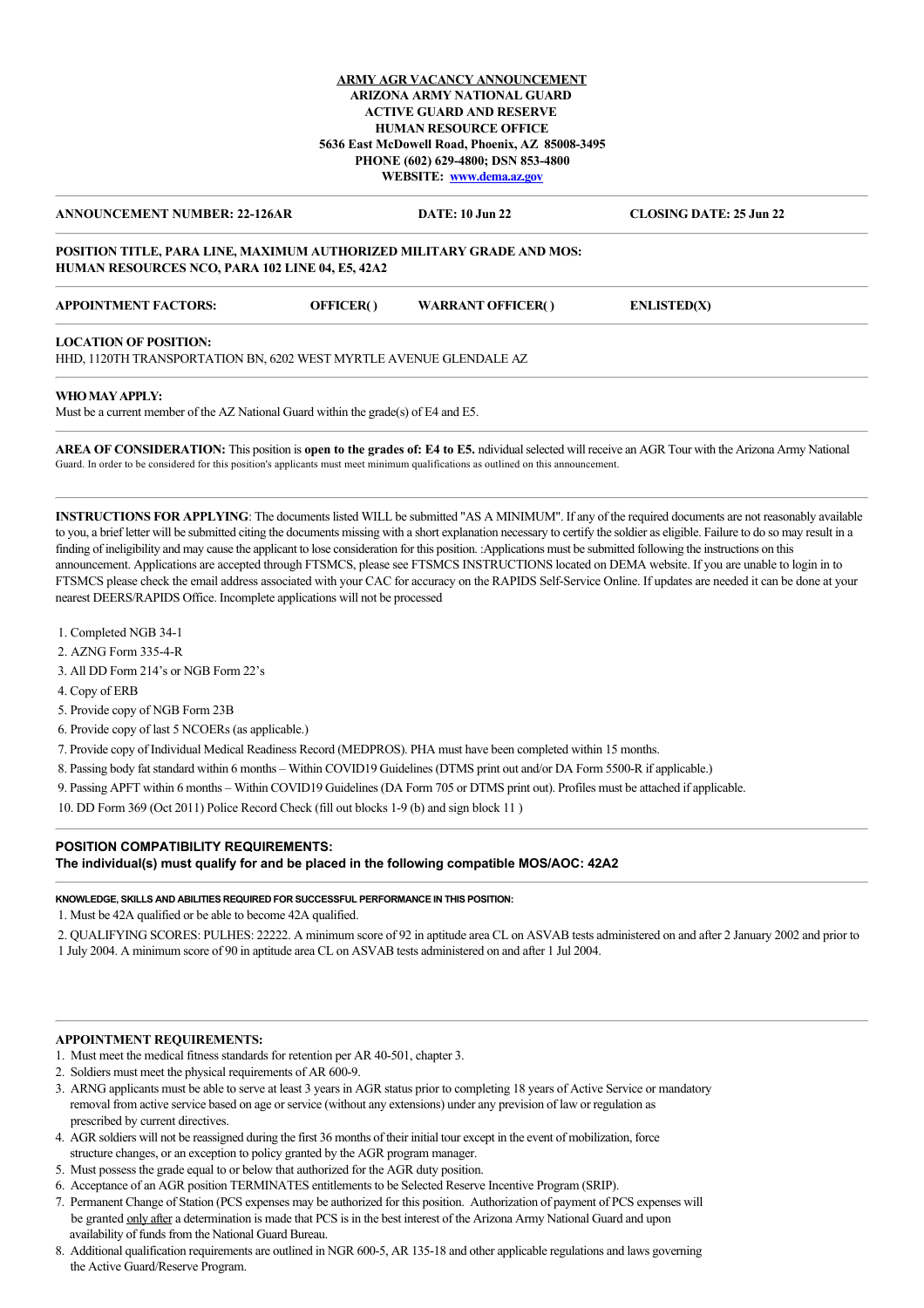**ARMY AGR VACANCY ANNOUNCEMENT**
**ARIZONA ARMY NATIONAL GUARD**
**ACTIVE GUARD AND RESERVE**
**HUMAN RESOURCE OFFICE**
**5636 East McDowell Road, Phoenix, AZ 85008-3495**
**PHONE (602) 629-4800; DSN 853-4800**
**WEBSITE: www.dema.az.gov**

---

**ANNOUNCEMENT NUMBER: 22-126AR** **DATE: 10 Jun 22** **CLOSING DATE: 25 Jun 22**

---

**POSITION TITLE, PARA LINE, MAXIMUM AUTHORIZED MILITARY GRADE AND MOS:**
**HUMAN RESOURCES NCO, PARA 102 LINE 04, E5, 42A2**

---

**APPOINTMENT FACTORS:** **OFFICER( )** **WARRANT OFFICER( )** **ENLISTED(X)**

---

**LOCATION OF POSITION:**
HHD, 1120TH TRANSPORTATION BN, 6202 WEST MYRTLE AVENUE GLENDALE AZ

---

**WHO MAY APPLY:**
Must be a current member of the AZ National Guard within the grade(s) of E4 and E5.

---

**AREA OF CONSIDERATION:** This position is **open to the grades of: E4 to E5.** ndividual selected will receive an AGR Tour with the Arizona Army National Guard. In order to be considered for this position's applicants must meet minimum qualifications as outlined on this announcement.

---

**INSTRUCTIONS FOR APPLYING**: The documents listed WILL be submitted "AS A MINIMUM". If any of the required documents are not reasonably available to you, a brief letter will be submitted citing the documents missing with a short explanation necessary to certify the soldier as eligible. Failure to do so may result in a finding of ineligibility and may cause the applicant to lose consideration for this position. :Applications must be submitted following the instructions on this announcement. Applications are accepted through FTSMCS, please see FTSMCS INSTRUCTIONS located on DEMA website. If you are unable to login in to FTSMCS please check the email address associated with your CAC for accuracy on the RAPIDS Self-Service Online. If updates are needed it can be done at your nearest DEERS/RAPIDS Office. Incomplete applications will not be processed

1. Completed NGB 34-1
2. AZNG Form 335-4-R
3. All DD Form 214's or NGB Form 22's
4. Copy of ERB
5. Provide copy of NGB Form 23B
6. Provide copy of last 5 NCOERs (as applicable.)
7. Provide copy of Individual Medical Readiness Record (MEDPROS). PHA must have been completed within 15 months.
8. Passing body fat standard within 6 months – Within COVID19 Guidelines (DTMS print out and/or DA Form 5500-R if applicable.)
9. Passing APFT within 6 months – Within COVID19 Guidelines (DA Form 705 or DTMS print out). Profiles must be attached if applicable.
10. DD Form 369 (Oct 2011) Police Record Check (fill out blocks 1-9 (b) and sign block 11 )

---

**POSITION COMPATIBILITY REQUIREMENTS:**
**The individual(s) must qualify for and be placed in the following compatible MOS/AOC: 42A2**

---

**KNOWLEDGE, SKILLS AND ABILITIES REQUIRED FOR SUCCESSFUL PERFORMANCE IN THIS POSITION:**

1. Must be 42A qualified or be able to become 42A qualified.
2. QUALIFYING SCORES: PULHES: 22222. A minimum score of 92 in aptitude area CL on ASVAB tests administered on and after 2 January 2002 and prior to 1 July 2004. A minimum score of 90 in aptitude area CL on ASVAB tests administered on and after 1 Jul 2004.

---

**APPOINTMENT REQUIREMENTS:**

1. Must meet the medical fitness standards for retention per AR 40-501, chapter 3.
2. Soldiers must meet the physical requirements of AR 600-9.
3. ARNG applicants must be able to serve at least 3 years in AGR status prior to completing 18 years of Active Service or mandatory removal from active service based on age or service (without any extensions) under any prevision of law or regulation as prescribed by current directives.
4. AGR soldiers will not be reassigned during the first 36 months of their initial tour except in the event of mobilization, force structure changes, or an exception to policy granted by the AGR program manager.
5. Must possess the grade equal to or below that authorized for the AGR duty position.
6. Acceptance of an AGR position TERMINATES entitlements to be Selected Reserve Incentive Program (SRIP).
7. Permanent Change of Station (PCS expenses may be authorized for this position. Authorization of payment of PCS expenses will be granted only after a determination is made that PCS is in the best interest of the Arizona Army National Guard and upon availability of funds from the National Guard Bureau.
8. Additional qualification requirements are outlined in NGR 600-5, AR 135-18 and other applicable regulations and laws governing the Active Guard/Reserve Program.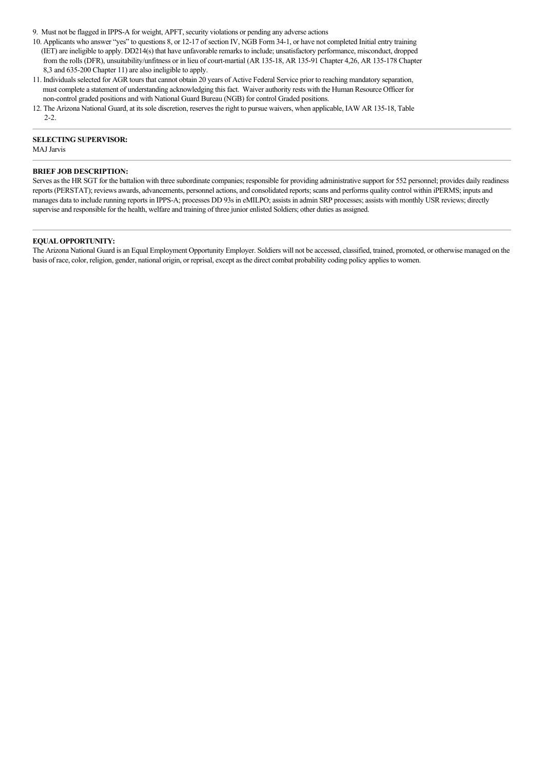9. Must not be flagged in IPPS-A for weight, APFT, security violations or pending any adverse actions
10. Applicants who answer "yes" to questions 8, or 12-17 of section IV, NGB Form 34-1, or have not completed Initial entry training (IET) are ineligible to apply. DD214(s) that have unfavorable remarks to include; unsatisfactory performance, misconduct, dropped from the rolls (DFR), unsuitability/unfitness or in lieu of court-martial (AR 135-18, AR 135-91 Chapter 4,26, AR 135-178 Chapter 8,3 and 635-200 Chapter 11) are also ineligible to apply.
11. Individuals selected for AGR tours that cannot obtain 20 years of Active Federal Service prior to reaching mandatory separation, must complete a statement of understanding acknowledging this fact. Waiver authority rests with the Human Resource Officer for non-control graded positions and with National Guard Bureau (NGB) for control Graded positions.
12. The Arizona National Guard, at its sole discretion, reserves the right to pursue waivers, when applicable, IAW AR 135-18, Table 2-2.

**SELECTING SUPERVISOR:**

MAJ Jarvis

**BRIEF JOB DESCRIPTION:**

Serves as the HR SGT for the battalion with three subordinate companies; responsible for providing administrative support for 552 personnel; provides daily readiness reports (PERSTAT); reviews awards, advancements, personnel actions, and consolidated reports; scans and performs quality control within iPERMS; inputs and manages data to include running reports in IPPS-A; processes DD 93s in eMILPO; assists in admin SRP processes; assists with monthly USR reviews; directly supervise and responsible for the health, welfare and training of three junior enlisted Soldiers; other duties as assigned.

**EQUAL OPPORTUNITY:**

The Arizona National Guard is an Equal Employment Opportunity Employer. Soldiers will not be accessed, classified, trained, promoted, or otherwise managed on the basis of race, color, religion, gender, national origin, or reprisal, except as the direct combat probability coding policy applies to women.